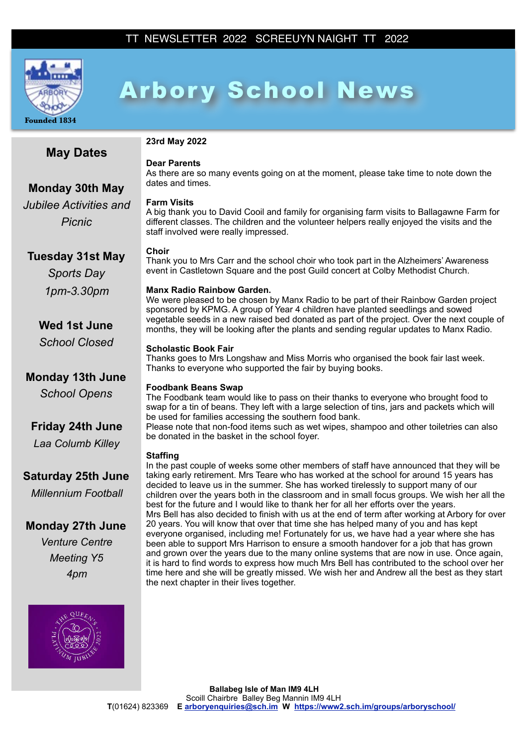TT NEWSLETTER 2022 SCREEUYN NAIGHT TT 2022

# Arbory School News

Founded 1834

## May Dates

**Monday 30th May**
*Jubilee Activities and Picnic*

**Tuesday 31st May**
*Sports Day*
*1pm-3.30pm*

**Wed 1st June**
*School Closed*

**Monday 13th June**
*School Opens*

**Friday 24th June**
*Laa Columb Killey*

**Saturday 25th June**
*Millennium Football*

**Monday 27th June**
*Venture Centre*
*Meeting Y5*
*4pm*

**23rd May 2022**

**Dear Parents**
As there are so many events going on at the moment, please take time to note down the dates and times.

**Farm Visits**
A big thank you to David Cooil and family for organising farm visits to Ballagawne Farm for different classes. The children and the volunteer helpers really enjoyed the visits and the staff involved were really impressed.

**Choir**
Thank you to Mrs Carr and the school choir who took part in the Alzheimers' Awareness event in Castletown Square and the post Guild concert at Colby Methodist Church.

**Manx Radio Rainbow Garden.**
We were pleased to be chosen by Manx Radio to be part of their Rainbow Garden project sponsored by KPMG. A group of Year 4 children have planted seedlings and sowed vegetable seeds in a new raised bed donated as part of the project. Over the next couple of months, they will be looking after the plants and sending regular updates to Manx Radio.

**Scholastic Book Fair**
Thanks goes to Mrs Longshaw and Miss Morris who organised the book fair last week. Thanks to everyone who supported the fair by buying books.

**Foodbank Beans Swap**
The Foodbank team would like to pass on their thanks to everyone who brought food to swap for a tin of beans. They left with a large selection of tins, jars and packets which will be used for families accessing the southern food bank.
Please note that non-food items such as wet wipes, shampoo and other toiletries can also be donated in the basket in the school foyer.

**Staffing**
In the past couple of weeks some other members of staff have announced that they will be taking early retirement. Mrs Teare who has worked at the school for around 15 years has decided to leave us in the summer. She has worked tirelessly to support many of our children over the years both in the classroom and in small focus groups. We wish her all the best for the future and I would like to thank her for all her efforts over the years.
Mrs Bell has also decided to finish with us at the end of term after working at Arbory for over 20 years. You will know that over that time she has helped many of you and has kept everyone organised, including me! Fortunately for us, we have had a year where she has been able to support Mrs Harrison to ensure a smooth handover for a job that has grown and grown over the years due to the many online systems that are now in use. Once again, it is hard to find words to express how much Mrs Bell has contributed to the school over her time here and she will be greatly missed. We wish her and Andrew all the best as they start the next chapter in their lives together.

**Ballabeg Isle of Man IM9 4LH**
Scoill Chairbre Balley Beg Mannin IM9 4LH
**T**(01624) 823369 **E** arboryenquiries@sch.im **W** https://www2.sch.im/groups/arboryschool/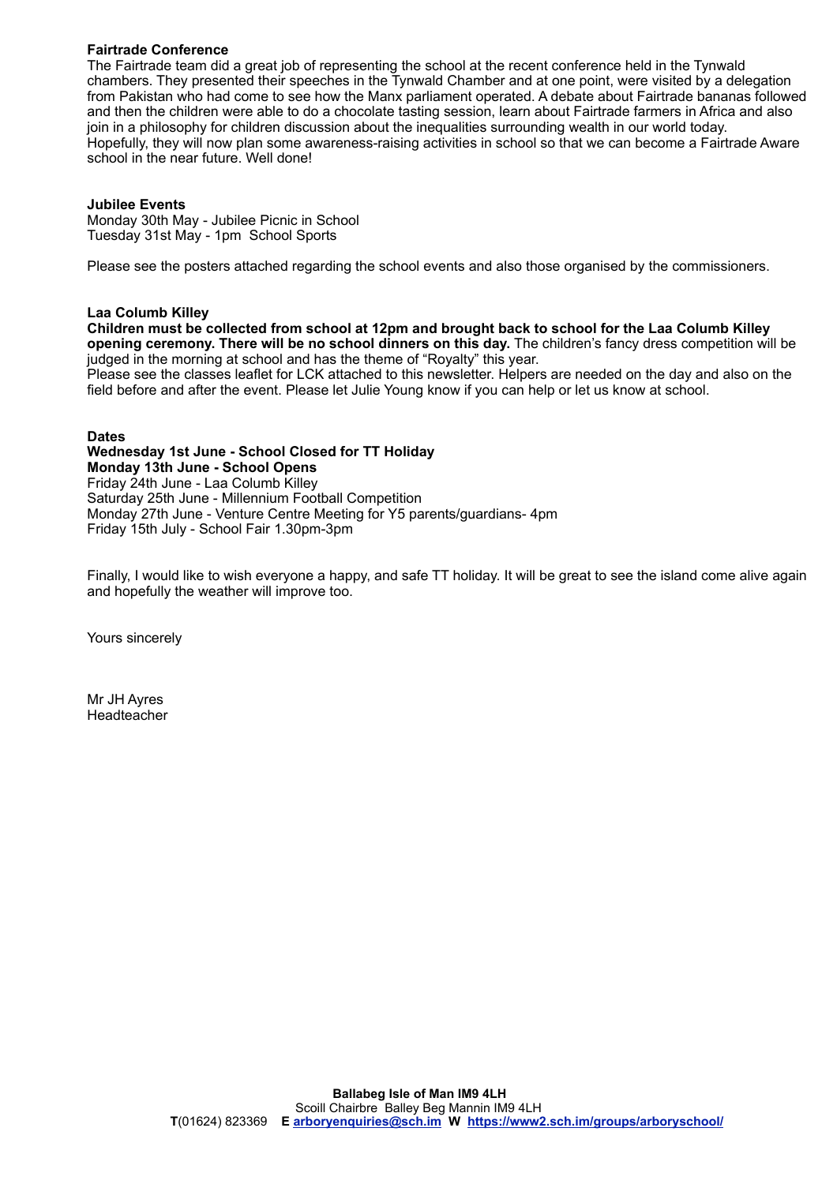**Fairtrade Conference**

The Fairtrade team did a great job of representing the school at the recent conference held in the Tynwald chambers. They presented their speeches in the Tynwald Chamber and at one point, were visited by a delegation from Pakistan who had come to see how the Manx parliament operated. A debate about Fairtrade bananas followed and then the children were able to do a chocolate tasting session, learn about Fairtrade farmers in Africa and also join in a philosophy for children discussion about the inequalities surrounding wealth in our world today. Hopefully, they will now plan some awareness-raising activities in school so that we can become a Fairtrade Aware school in the near future. Well done!

**Jubilee Events**

Monday 30th May - Jubilee Picnic in School
Tuesday 31st May - 1pm School Sports

Please see the posters attached regarding the school events and also those organised by the commissioners.

**Laa Columb Killey**

**Children must be collected from school at 12pm and brought back to school for the Laa Columb Killey opening ceremony. There will be no school dinners on this day.** The children's fancy dress competition will be judged in the morning at school and has the theme of "Royalty" this year.

Please see the classes leaflet for LCK attached to this newsletter. Helpers are needed on the day and also on the field before and after the event. Please let Julie Young know if you can help or let us know at school.

**Dates**

**Wednesday 1st June - School Closed for TT Holiday**
**Monday 13th June - School Opens**
Friday 24th June - Laa Columb Killey
Saturday 25th June - Millennium Football Competition
Monday 27th June - Venture Centre Meeting for Y5 parents/guardians- 4pm
Friday 15th July - School Fair 1.30pm-3pm

Finally, I would like to wish everyone a happy, and safe TT holiday. It will be great to see the island come alive again and hopefully the weather will improve too.

Yours sincerely

Mr JH Ayres
Headteacher

**Ballabeg Isle of Man IM9 4LH**
Scoill Chairbre Balley Beg Mannin IM9 4LH
**T**(01624) 823369 **E** arboryenquiries@sch.im **W** https://www2.sch.im/groups/arboryschool/